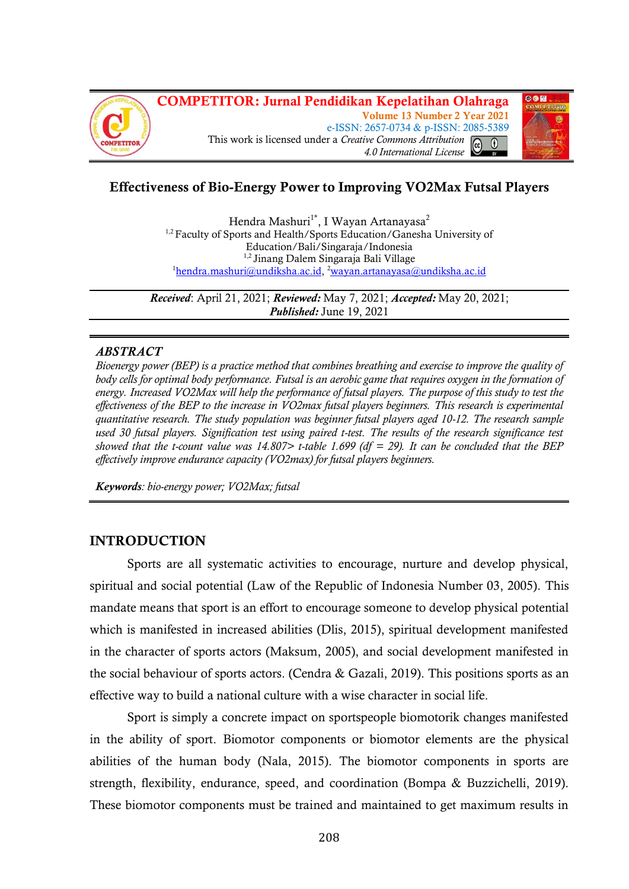# Effectiveness of Bio-Energy Power to Improving VO2Max Futsal Players

Hendra Mashuri[1*], I Wayan Artanayasa[2]

[1,2] Faculty of Sports and Health/Sports Education/Ganesha University of Education/Bali/Singaraja/Indonesia

[1,2] Jinang Dalem Singaraja Bali Village

[1]hendra.mashuri@undiksha.ac.id, [2]wayan.artanayasa@undiksha.ac.id

***Received***: April 21, 2021; ***Reviewed:*** May 7, 2021; ***Accepted:*** May 20, 2021; ***Published:*** June 19, 2021

## *ABSTRACT*

*Bioenergy power (BEP) is a practice method that combines breathing and exercise to improve the quality of body cells for optimal body performance. Futsal is an aerobic game that requires oxygen in the formation of energy. Increased VO2Max will help the performance of futsal players. The purpose of this study to test the effectiveness of the BEP to the increase in VO2max futsal players beginners. This research is experimental quantitative research. The study population was beginner futsal players aged 10-12. The research sample used 30 futsal players. Signification test using paired t-test. The results of the research significance test showed that the t-count value was 14.807> t-table 1.699 (df = 29). It can be concluded that the BEP effectively improve endurance capacity (VO2max) for futsal players beginners.*

***Keywords****: bio-energy power; VO2Max; futsal*

## INTRODUCTION

Sports are all systematic activities to encourage, nurture and develop physical, spiritual and social potential (Law of the Republic of Indonesia Number 03, 2005). This mandate means that sport is an effort to encourage someone to develop physical potential which is manifested in increased abilities (Dlis, 2015), spiritual development manifested in the character of sports actors (Maksum, 2005), and social development manifested in the social behaviour of sports actors. (Cendra & Gazali, 2019). This positions sports as an effective way to build a national culture with a wise character in social life.

Sport is simply a concrete impact on sportspeople biomotorik changes manifested in the ability of sport. Biomotor components or biomotor elements are the physical abilities of the human body (Nala, 2015). The biomotor components in sports are strength, flexibility, endurance, speed, and coordination (Bompa & Buzzichelli, 2019). These biomotor components must be trained and maintained to get maximum results in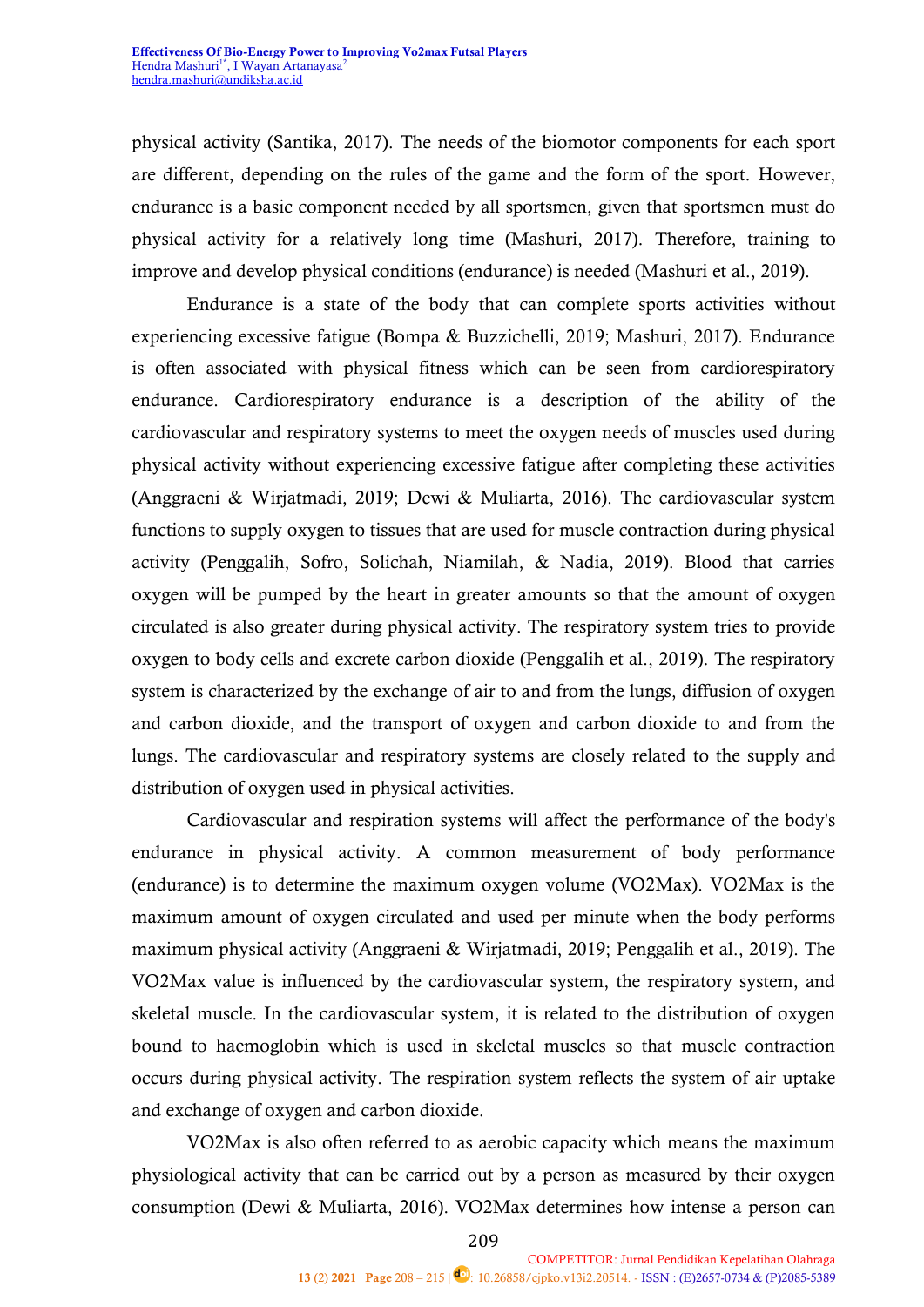physical activity (Santika, 2017). The needs of the biomotor components for each sport are different, depending on the rules of the game and the form of the sport. However, endurance is a basic component needed by all sportsmen, given that sportsmen must do physical activity for a relatively long time (Mashuri, 2017). Therefore, training to improve and develop physical conditions (endurance) is needed (Mashuri et al., 2019).

Endurance is a state of the body that can complete sports activities without experiencing excessive fatigue (Bompa & Buzzichelli, 2019; Mashuri, 2017). Endurance is often associated with physical fitness which can be seen from cardiorespiratory endurance. Cardiorespiratory endurance is a description of the ability of the cardiovascular and respiratory systems to meet the oxygen needs of muscles used during physical activity without experiencing excessive fatigue after completing these activities (Anggraeni & Wirjatmadi, 2019; Dewi & Muliarta, 2016). The cardiovascular system functions to supply oxygen to tissues that are used for muscle contraction during physical activity (Penggalih, Sofro, Solichah, Niamilah, & Nadia, 2019). Blood that carries oxygen will be pumped by the heart in greater amounts so that the amount of oxygen circulated is also greater during physical activity. The respiratory system tries to provide oxygen to body cells and excrete carbon dioxide (Penggalih et al., 2019). The respiratory system is characterized by the exchange of air to and from the lungs, diffusion of oxygen and carbon dioxide, and the transport of oxygen and carbon dioxide to and from the lungs. The cardiovascular and respiratory systems are closely related to the supply and distribution of oxygen used in physical activities.

Cardiovascular and respiration systems will affect the performance of the body's endurance in physical activity. A common measurement of body performance (endurance) is to determine the maximum oxygen volume (VO2Max). VO2Max is the maximum amount of oxygen circulated and used per minute when the body performs maximum physical activity (Anggraeni & Wirjatmadi, 2019; Penggalih et al., 2019). The VO2Max value is influenced by the cardiovascular system, the respiratory system, and skeletal muscle. In the cardiovascular system, it is related to the distribution of oxygen bound to haemoglobin which is used in skeletal muscles so that muscle contraction occurs during physical activity. The respiration system reflects the system of air uptake and exchange of oxygen and carbon dioxide.

VO2Max is also often referred to as aerobic capacity which means the maximum physiological activity that can be carried out by a person as measured by their oxygen consumption (Dewi & Muliarta, 2016). VO2Max determines how intense a person can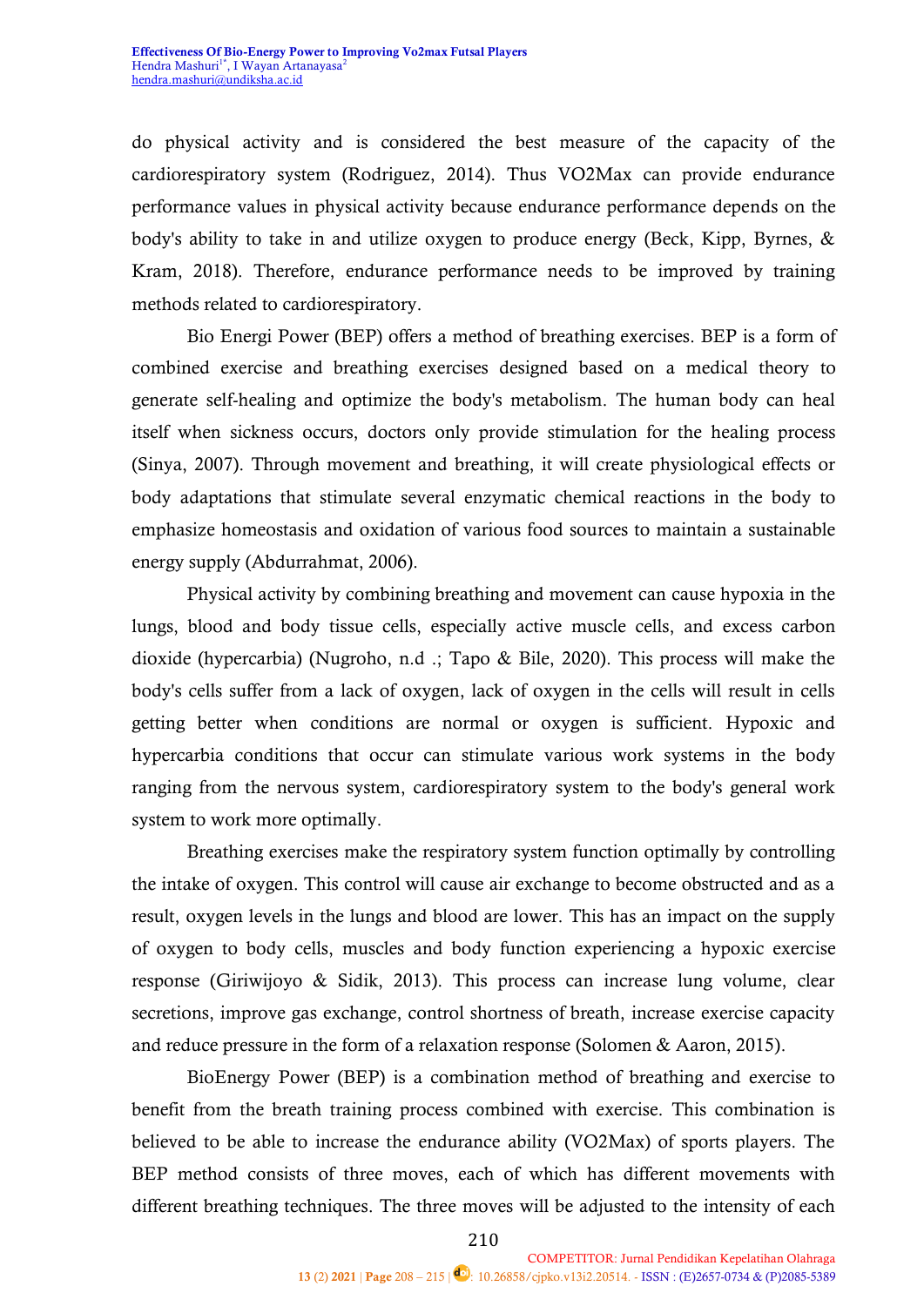do physical activity and is considered the best measure of the capacity of the cardiorespiratory system (Rodriguez, 2014). Thus VO2Max can provide endurance performance values in physical activity because endurance performance depends on the body's ability to take in and utilize oxygen to produce energy (Beck, Kipp, Byrnes, & Kram, 2018). Therefore, endurance performance needs to be improved by training methods related to cardiorespiratory.

Bio Energi Power (BEP) offers a method of breathing exercises. BEP is a form of combined exercise and breathing exercises designed based on a medical theory to generate self-healing and optimize the body's metabolism. The human body can heal itself when sickness occurs, doctors only provide stimulation for the healing process (Sinya, 2007). Through movement and breathing, it will create physiological effects or body adaptations that stimulate several enzymatic chemical reactions in the body to emphasize homeostasis and oxidation of various food sources to maintain a sustainable energy supply (Abdurrahmat, 2006).

Physical activity by combining breathing and movement can cause hypoxia in the lungs, blood and body tissue cells, especially active muscle cells, and excess carbon dioxide (hypercarbia) (Nugroho, n.d .; Tapo & Bile, 2020). This process will make the body's cells suffer from a lack of oxygen, lack of oxygen in the cells will result in cells getting better when conditions are normal or oxygen is sufficient. Hypoxic and hypercarbia conditions that occur can stimulate various work systems in the body ranging from the nervous system, cardiorespiratory system to the body's general work system to work more optimally.

Breathing exercises make the respiratory system function optimally by controlling the intake of oxygen. This control will cause air exchange to become obstructed and as a result, oxygen levels in the lungs and blood are lower. This has an impact on the supply of oxygen to body cells, muscles and body function experiencing a hypoxic exercise response (Giriwijoyo & Sidik, 2013). This process can increase lung volume, clear secretions, improve gas exchange, control shortness of breath, increase exercise capacity and reduce pressure in the form of a relaxation response (Solomen & Aaron, 2015).

BioEnergy Power (BEP) is a combination method of breathing and exercise to benefit from the breath training process combined with exercise. This combination is believed to be able to increase the endurance ability (VO2Max) of sports players. The BEP method consists of three moves, each of which has different movements with different breathing techniques. The three moves will be adjusted to the intensity of each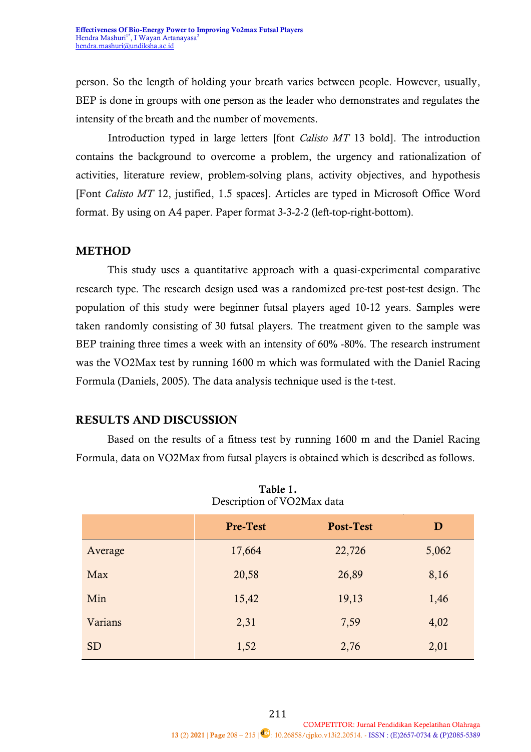person. So the length of holding your breath varies between people. However, usually, BEP is done in groups with one person as the leader who demonstrates and regulates the intensity of the breath and the number of movements.

Introduction typed in large letters [font *Calisto MT* 13 bold]. The introduction contains the background to overcome a problem, the urgency and rationalization of activities, literature review, problem-solving plans, activity objectives, and hypothesis [Font *Calisto MT* 12, justified, 1.5 spaces]. Articles are typed in Microsoft Office Word format. By using on A4 paper. Paper format 3-3-2-2 (left-top-right-bottom).

## METHOD

This study uses a quantitative approach with a quasi-experimental comparative research type. The research design used was a randomized pre-test post-test design. The population of this study were beginner futsal players aged 10-12 years. Samples were taken randomly consisting of 30 futsal players. The treatment given to the sample was BEP training three times a week with an intensity of 60% -80%. The research instrument was the VO2Max test by running 1600 m which was formulated with the Daniel Racing Formula (Daniels, 2005). The data analysis technique used is the t-test.

## RESULTS AND DISCUSSION

Based on the results of a fitness test by running 1600 m and the Daniel Racing Formula, data on VO2Max from futsal players is obtained which is described as follows.

**Table 1.**
Description of VO2Max data

| | Pre-Test | Post-Test | D |
|---|---|---|---|
| Average | 17,664 | 22,726 | 5,062 |
| Max | 20,58 | 26,89 | 8,16 |
| Min | 15,42 | 19,13 | 1,46 |
| Varians | 2,31 | 7,59 | 4,02 |
| SD | 1,52 | 2,76 | 2,01 |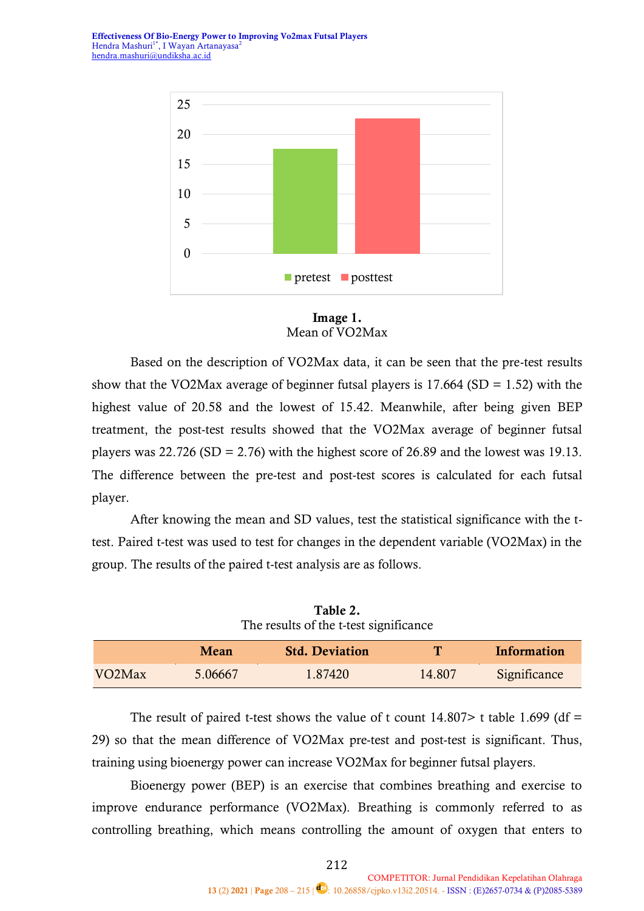**Image 1.**
Mean of VO2Max

Based on the description of VO2Max data, it can be seen that the pre-test results show that the VO2Max average of beginner futsal players is 17.664 (SD = 1.52) with the highest value of 20.58 and the lowest of 15.42. Meanwhile, after being given BEP treatment, the post-test results showed that the VO2Max average of beginner futsal players was 22.726 (SD = 2.76) with the highest score of 26.89 and the lowest was 19.13. The difference between the pre-test and post-test scores is calculated for each futsal player.

After knowing the mean and SD values, test the statistical significance with the t-test. Paired t-test was used to test for changes in the dependent variable (VO2Max) in the group. The results of the paired t-test analysis are as follows.

**Table 2.**
The results of the t-test significance

| | Mean | Std. Deviation | T | Information |
|---|---|---|---|---|
| VO2Max | 5.06667 | 1.87420 | 14.807 | Significance |

The result of paired t-test shows the value of t count 14.807> t table 1.699 (df = 29) so that the mean difference of VO2Max pre-test and post-test is significant. Thus, training using bioenergy power can increase VO2Max for beginner futsal players.

Bioenergy power (BEP) is an exercise that combines breathing and exercise to improve endurance performance (VO2Max). Breathing is commonly referred to as controlling breathing, which means controlling the amount of oxygen that enters to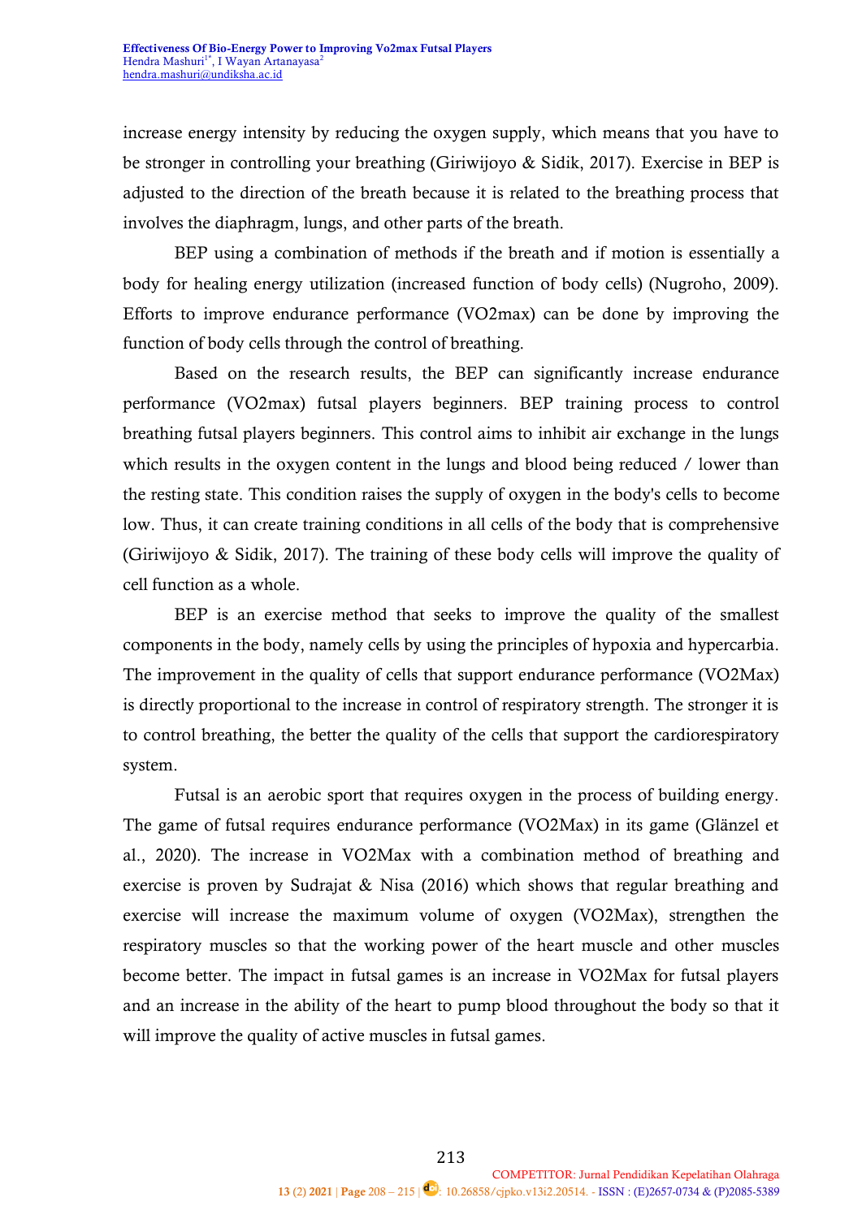increase energy intensity by reducing the oxygen supply, which means that you have to be stronger in controlling your breathing (Giriwijoyo & Sidik, 2017). Exercise in BEP is adjusted to the direction of the breath because it is related to the breathing process that involves the diaphragm, lungs, and other parts of the breath.

BEP using a combination of methods if the breath and if motion is essentially a body for healing energy utilization (increased function of body cells) (Nugroho, 2009). Efforts to improve endurance performance (VO2max) can be done by improving the function of body cells through the control of breathing.

Based on the research results, the BEP can significantly increase endurance performance (VO2max) futsal players beginners. BEP training process to control breathing futsal players beginners. This control aims to inhibit air exchange in the lungs which results in the oxygen content in the lungs and blood being reduced / lower than the resting state. This condition raises the supply of oxygen in the body's cells to become low. Thus, it can create training conditions in all cells of the body that is comprehensive (Giriwijoyo & Sidik, 2017). The training of these body cells will improve the quality of cell function as a whole.

BEP is an exercise method that seeks to improve the quality of the smallest components in the body, namely cells by using the principles of hypoxia and hypercarbia. The improvement in the quality of cells that support endurance performance (VO2Max) is directly proportional to the increase in control of respiratory strength. The stronger it is to control breathing, the better the quality of the cells that support the cardiorespiratory system.

Futsal is an aerobic sport that requires oxygen in the process of building energy. The game of futsal requires endurance performance (VO2Max) in its game (Glänzel et al., 2020). The increase in VO2Max with a combination method of breathing and exercise is proven by Sudrajat & Nisa (2016) which shows that regular breathing and exercise will increase the maximum volume of oxygen (VO2Max), strengthen the respiratory muscles so that the working power of the heart muscle and other muscles become better. The impact in futsal games is an increase in VO2Max for futsal players and an increase in the ability of the heart to pump blood throughout the body so that it will improve the quality of active muscles in futsal games.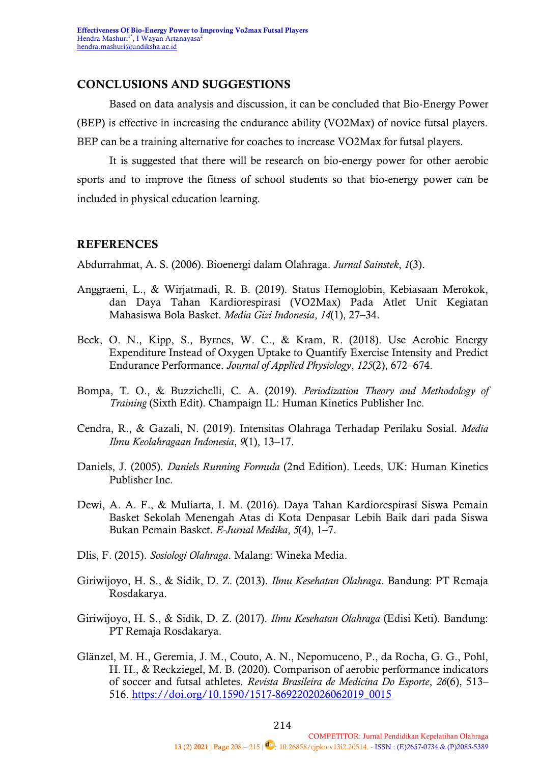## CONCLUSIONS AND SUGGESTIONS

Based on data analysis and discussion, it can be concluded that Bio-Energy Power (BEP) is effective in increasing the endurance ability (VO2Max) of novice futsal players. BEP can be a training alternative for coaches to increase VO2Max for futsal players.

It is suggested that there will be research on bio-energy power for other aerobic sports and to improve the fitness of school students so that bio-energy power can be included in physical education learning.

## REFERENCES

Abdurrahmat, A. S. (2006). Bioenergi dalam Olahraga. *Jurnal Sainstek*, *1*(3).

Anggraeni, L., & Wirjatmadi, R. B. (2019). Status Hemoglobin, Kebiasaan Merokok, dan Daya Tahan Kardiorespirasi (VO2Max) Pada Atlet Unit Kegiatan Mahasiswa Bola Basket. *Media Gizi Indonesia*, *14*(1), 27–34.

Beck, O. N., Kipp, S., Byrnes, W. C., & Kram, R. (2018). Use Aerobic Energy Expenditure Instead of Oxygen Uptake to Quantify Exercise Intensity and Predict Endurance Performance. *Journal of Applied Physiology*, *125*(2), 672–674.

Bompa, T. O., & Buzzichelli, C. A. (2019). *Periodization Theory and Methodology of Training* (Sixth Edit). Champaign IL: Human Kinetics Publisher Inc.

Cendra, R., & Gazali, N. (2019). Intensitas Olahraga Terhadap Perilaku Sosial. *Media Ilmu Keolahragaan Indonesia*, *9*(1), 13–17.

Daniels, J. (2005). *Daniels Running Formula* (2nd Edition). Leeds, UK: Human Kinetics Publisher Inc.

Dewi, A. A. F., & Muliarta, I. M. (2016). Daya Tahan Kardiorespirasi Siswa Pemain Basket Sekolah Menengah Atas di Kota Denpasar Lebih Baik dari pada Siswa Bukan Pemain Basket. *E-Jurnal Medika*, *5*(4), 1–7.

Dlis, F. (2015). *Sosiologi Olahraga*. Malang: Wineka Media.

Giriwijoyo, H. S., & Sidik, D. Z. (2013). *Ilmu Kesehatan Olahraga*. Bandung: PT Remaja Rosdakarya.

Giriwijoyo, H. S., & Sidik, D. Z. (2017). *Ilmu Kesehatan Olahraga* (Edisi Keti). Bandung: PT Remaja Rosdakarya.

Glänzel, M. H., Geremia, J. M., Couto, A. N., Nepomuceno, P., da Rocha, G. G., Pohl, H. H., & Reckziegel, M. B. (2020). Comparison of aerobic performance indicators of soccer and futsal athletes. *Revista Brasileira de Medicina Do Esporte*, *26*(6), 513–516. https://doi.org/10.1590/1517-8692202026062019_0015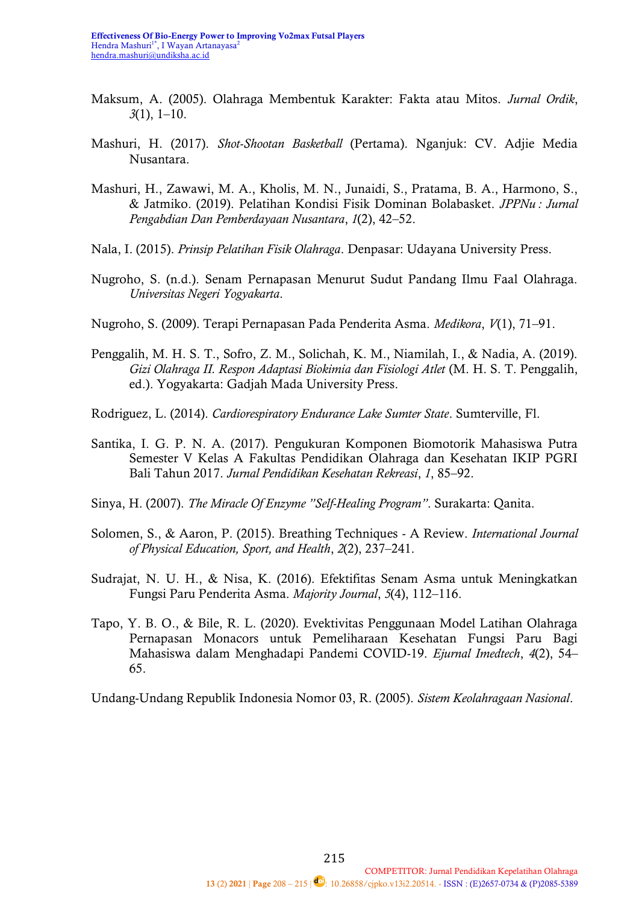Maksum, A. (2005). Olahraga Membentuk Karakter: Fakta atau Mitos. *Jurnal Ordik*, *3*(1), 1–10.

Mashuri, H. (2017). *Shot-Shootan Basketball* (Pertama). Nganjuk: CV. Adjie Media Nusantara.

Mashuri, H., Zawawi, M. A., Kholis, M. N., Junaidi, S., Pratama, B. A., Harmono, S., & Jatmiko. (2019). Pelatihan Kondisi Fisik Dominan Bolabasket. *JPPNu : Jurnal Pengabdian Dan Pemberdayaan Nusantara*, *1*(2), 42–52.

Nala, I. (2015). *Prinsip Pelatihan Fisik Olahraga*. Denpasar: Udayana University Press.

Nugroho, S. (n.d.). Senam Pernapasan Menurut Sudut Pandang Ilmu Faal Olahraga. *Universitas Negeri Yogyakarta*.

Nugroho, S. (2009). Terapi Pernapasan Pada Penderita Asma. *Medikora*, *V*(1), 71–91.

Penggalih, M. H. S. T., Sofro, Z. M., Solichah, K. M., Niamilah, I., & Nadia, A. (2019). *Gizi Olahraga II. Respon Adaptasi Biokimia dan Fisiologi Atlet* (M. H. S. T. Penggalih, ed.). Yogyakarta: Gadjah Mada University Press.

Rodriguez, L. (2014). *Cardiorespiratory Endurance Lake Sumter State*. Sumterville, Fl.

Santika, I. G. P. N. A. (2017). Pengukuran Komponen Biomotorik Mahasiswa Putra Semester V Kelas A Fakultas Pendidikan Olahraga dan Kesehatan IKIP PGRI Bali Tahun 2017. *Jurnal Pendidikan Kesehatan Rekreasi*, *1*, 85–92.

Sinya, H. (2007). *The Miracle Of Enzyme "Self-Healing Program"*. Surakarta: Qanita.

Solomen, S., & Aaron, P. (2015). Breathing Techniques - A Review. *International Journal of Physical Education, Sport, and Health*, *2*(2), 237–241.

Sudrajat, N. U. H., & Nisa, K. (2016). Efektifitas Senam Asma untuk Meningkatkan Fungsi Paru Penderita Asma. *Majority Journal*, *5*(4), 112–116.

Tapo, Y. B. O., & Bile, R. L. (2020). Evektivitas Penggunaan Model Latihan Olahraga Pernapasan Monacors untuk Pemeliharaan Kesehatan Fungsi Paru Bagi Mahasiswa dalam Menghadapi Pandemi COVID-19. *Ejurnal Imedtech*, *4*(2), 54–65.

Undang-Undang Republik Indonesia Nomor 03, R. (2005). *Sistem Keolahragaan Nasional*.